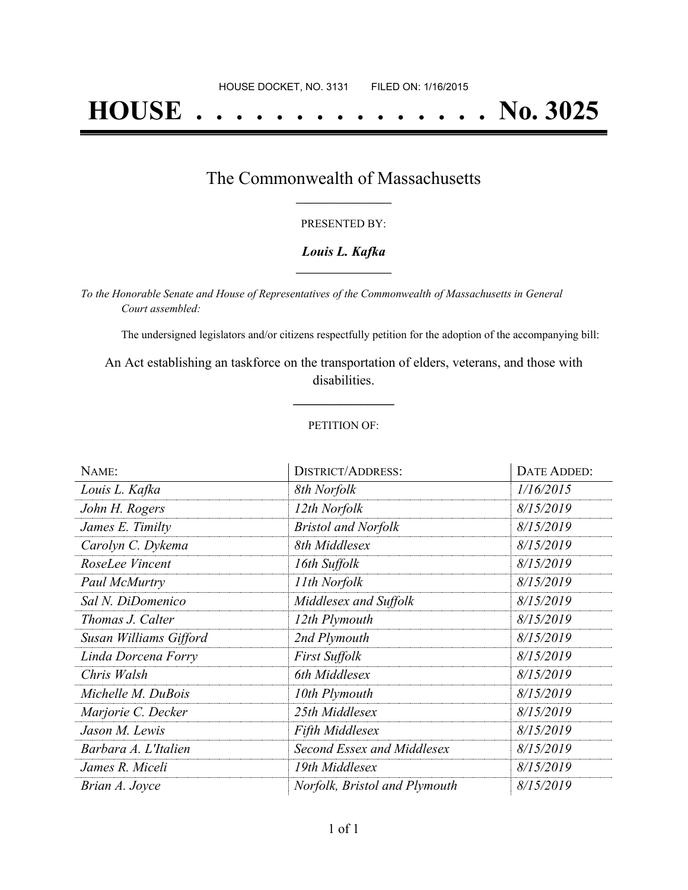HOUSE DOCKET, NO. 3131 FILED ON: 1/16/2015

# HOUSE . . . . . . . . . . . . . . . No. 3025

## The Commonwealth of Massachusetts

PRESENTED BY:

***Louis L. Kafka***

*To the Honorable Senate and House of Representatives of the Commonwealth of Massachusetts in General Court assembled:*

The undersigned legislators and/or citizens respectfully petition for the adoption of the accompanying bill:

An Act establishing an taskforce on the transportation of elders, veterans, and those with disabilities.

PETITION OF:

| NAME: | DISTRICT/ADDRESS: | DATE ADDED: |
|---|---|---|
| *Louis L. Kafka* | *8th Norfolk* | *1/16/2015* |
| *John H. Rogers* | *12th Norfolk* | *8/15/2019* |
| *James E. Timilty* | *Bristol and Norfolk* | *8/15/2019* |
| *Carolyn C. Dykema* | *8th Middlesex* | *8/15/2019* |
| *RoseLee Vincent* | *16th Suffolk* | *8/15/2019* |
| *Paul McMurtry* | *11th Norfolk* | *8/15/2019* |
| *Sal N. DiDomenico* | *Middlesex and Suffolk* | *8/15/2019* |
| *Thomas J. Calter* | *12th Plymouth* | *8/15/2019* |
| *Susan Williams Gifford* | *2nd Plymouth* | *8/15/2019* |
| *Linda Dorcena Forry* | *First Suffolk* | *8/15/2019* |
| *Chris Walsh* | *6th Middlesex* | *8/15/2019* |
| *Michelle M. DuBois* | *10th Plymouth* | *8/15/2019* |
| *Marjorie C. Decker* | *25th Middlesex* | *8/15/2019* |
| *Jason M. Lewis* | *Fifth Middlesex* | *8/15/2019* |
| *Barbara A. L'Italien* | *Second Essex and Middlesex* | *8/15/2019* |
| *James R. Miceli* | *19th Middlesex* | *8/15/2019* |
| *Brian A. Joyce* | *Norfolk, Bristol and Plymouth* | *8/15/2019* |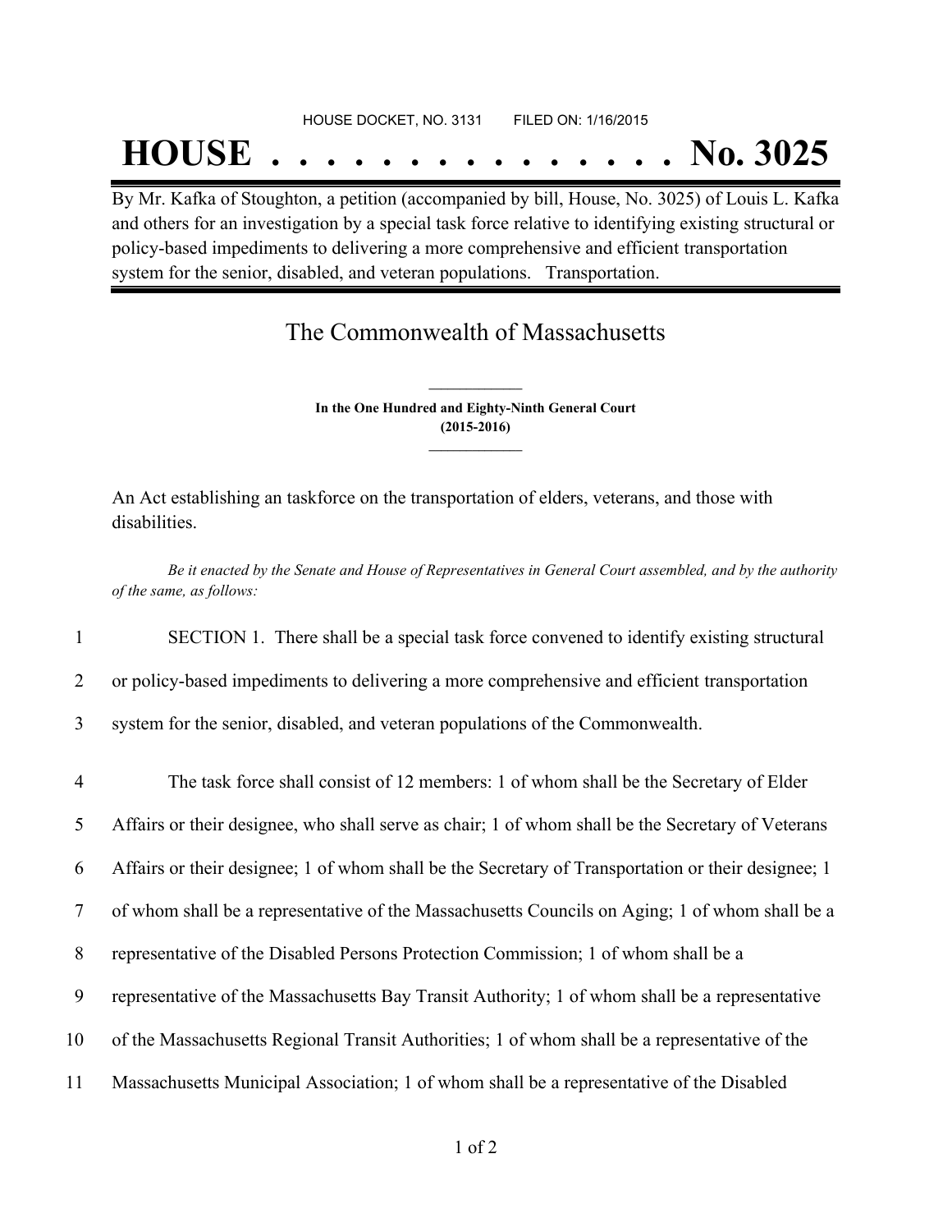HOUSE DOCKET, NO. 3131 FILED ON: 1/16/2015

# HOUSE . . . . . . . . . . . . . . . No. 3025

By Mr. Kafka of Stoughton, a petition (accompanied by bill, House, No. 3025) of Louis L. Kafka and others for an investigation by a special task force relative to identifying existing structural or policy-based impediments to delivering a more comprehensive and efficient transportation system for the senior, disabled, and veteran populations. Transportation.

## The Commonwealth of Massachusetts

**In the One Hundred and Eighty-Ninth General Court**
**(2015-2016)**

An Act establishing an taskforce on the transportation of elders, veterans, and those with disabilities.

*Be it enacted by the Senate and House of Representatives in General Court assembled, and by the authority of the same, as follows:*

1 SECTION 1. There shall be a special task force convened to identify existing structural
2 or policy-based impediments to delivering a more comprehensive and efficient transportation
3 system for the senior, disabled, and veteran populations of the Commonwealth.

4 The task force shall consist of 12 members: 1 of whom shall be the Secretary of Elder
5 Affairs or their designee, who shall serve as chair; 1 of whom shall be the Secretary of Veterans
6 Affairs or their designee; 1 of whom shall be the Secretary of Transportation or their designee; 1
7 of whom shall be a representative of the Massachusetts Councils on Aging; 1 of whom shall be a
8 representative of the Disabled Persons Protection Commission; 1 of whom shall be a
9 representative of the Massachusetts Bay Transit Authority; 1 of whom shall be a representative
10 of the Massachusetts Regional Transit Authorities; 1 of whom shall be a representative of the
11 Massachusetts Municipal Association; 1 of whom shall be a representative of the Disabled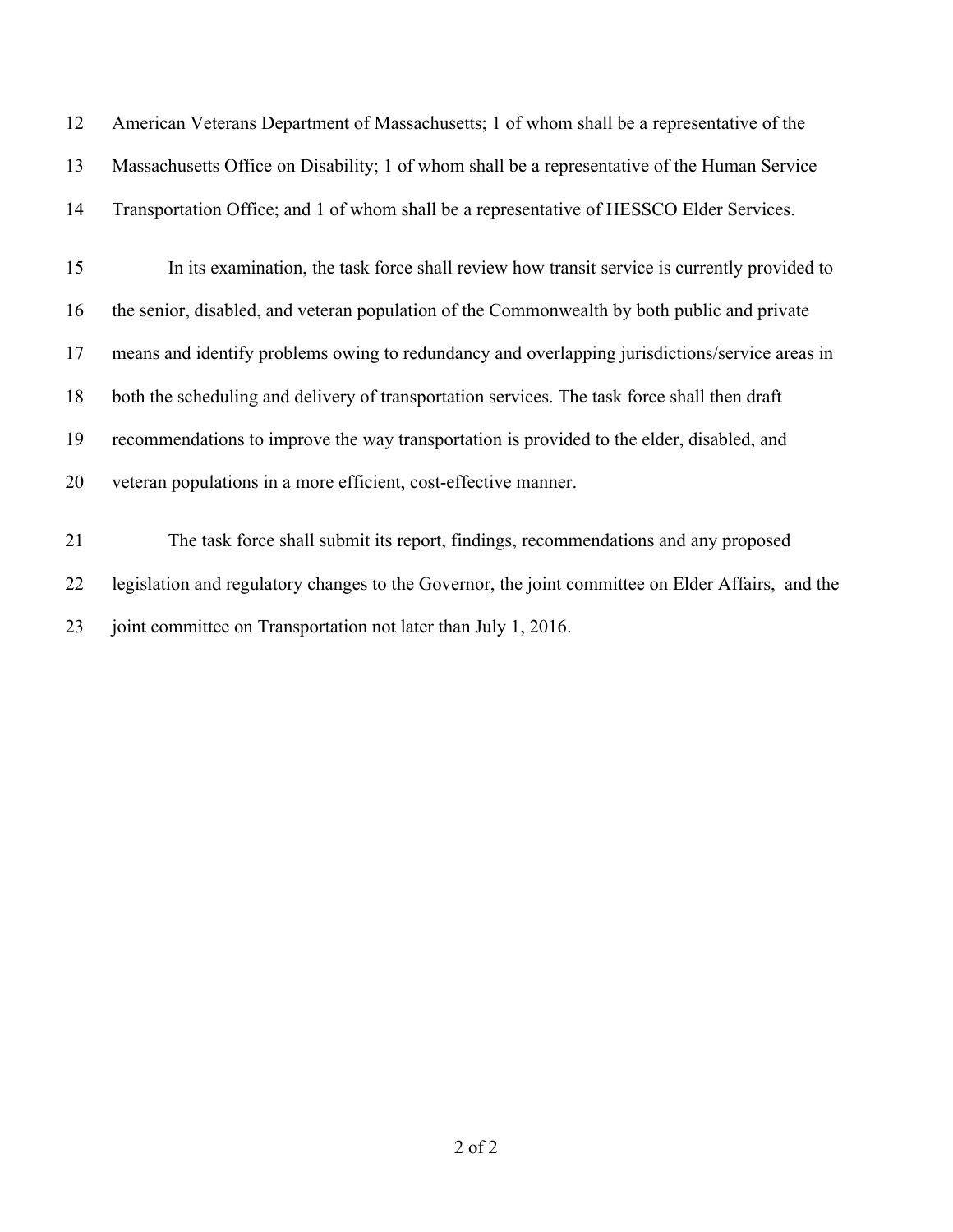American Veterans Department of Massachusetts; 1 of whom shall be a representative of the Massachusetts Office on Disability; 1 of whom shall be a representative of the Human Service Transportation Office; and 1 of whom shall be a representative of HESSCO Elder Services.

In its examination, the task force shall review how transit service is currently provided to the senior, disabled, and veteran population of the Commonwealth by both public and private means and identify problems owing to redundancy and overlapping jurisdictions/service areas in both the scheduling and delivery of transportation services. The task force shall then draft recommendations to improve the way transportation is provided to the elder, disabled, and veteran populations in a more efficient, cost-effective manner.

The task force shall submit its report, findings, recommendations and any proposed legislation and regulatory changes to the Governor, the joint committee on Elder Affairs, and the joint committee on Transportation not later than July 1, 2016.